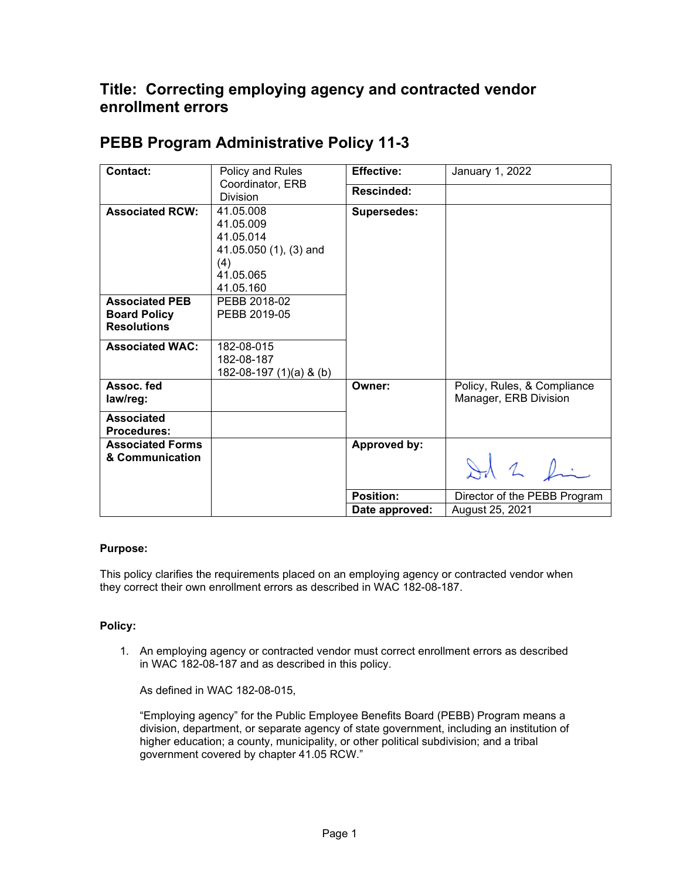## Title: Correcting employing agency and contracted vendor enrollment errors

## PEBB Program Administrative Policy 11-3

| | | | |
|---|---|---|---|
| **Contact:** | Policy and Rules Coordinator, ERB Division | **Effective:** | January 1, 2022 |
| | | **Rescinded:** | |
| **Associated RCW:** | 41.05.008<br>41.05.009<br>41.05.014<br>41.05.050 (1), (3) and (4)<br>41.05.065<br>41.05.160 | **Supersedes:** | |
| **Associated PEB Board Policy Resolutions** | PEBB 2018-02<br>PEBB 2019-05 | | |
| **Associated WAC:** | 182-08-015<br>182-08-187<br>182-08-197 (1)(a) & (b) | | |
| **Assoc. fed law/reg:** | | **Owner:** | Policy, Rules, & Compliance Manager, ERB Division |
| **Associated Procedures:** | | | |
| **Associated Forms & Communication** | | **Approved by:** | [signature] |
| | | **Position:** | Director of the PEBB Program |
| | | **Date approved:** | August 25, 2021 |

**Purpose:**

This policy clarifies the requirements placed on an employing agency or contracted vendor when they correct their own enrollment errors as described in WAC 182-08-187.

**Policy:**

1. An employing agency or contracted vendor must correct enrollment errors as described in WAC 182-08-187 and as described in this policy.

   As defined in WAC 182-08-015,

   "Employing agency" for the Public Employee Benefits Board (PEBB) Program means a division, department, or separate agency of state government, including an institution of higher education; a county, municipality, or other political subdivision; and a tribal government covered by chapter 41.05 RCW."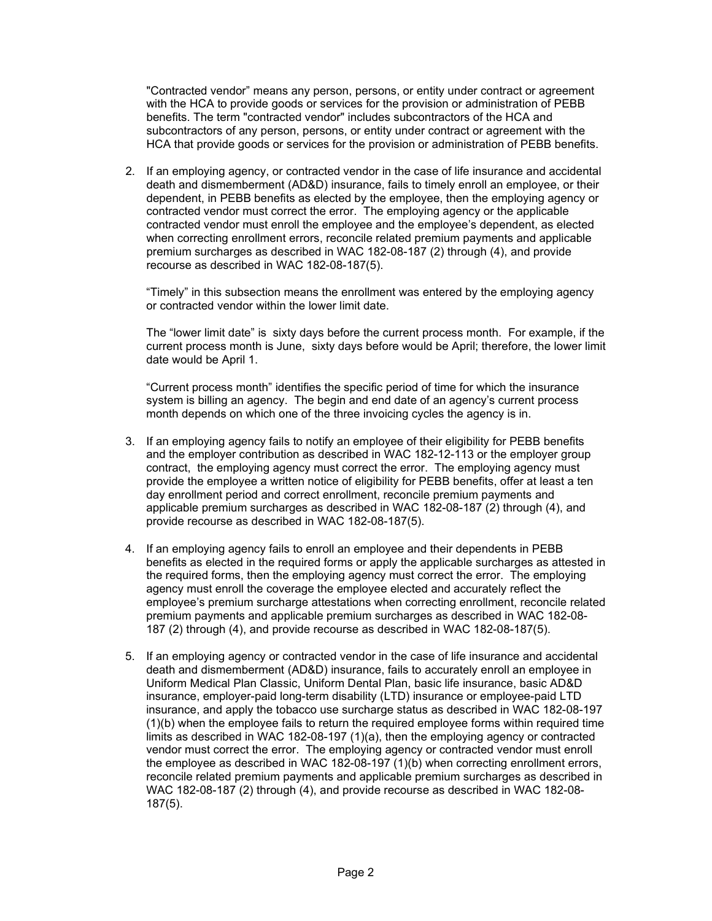"Contracted vendor" means any person, persons, or entity under contract or agreement with the HCA to provide goods or services for the provision or administration of PEBB benefits. The term "contracted vendor" includes subcontractors of the HCA and subcontractors of any person, persons, or entity under contract or agreement with the HCA that provide goods or services for the provision or administration of PEBB benefits.

2. If an employing agency, or contracted vendor in the case of life insurance and accidental death and dismemberment (AD&D) insurance, fails to timely enroll an employee, or their dependent, in PEBB benefits as elected by the employee, then the employing agency or contracted vendor must correct the error. The employing agency or the applicable contracted vendor must enroll the employee and the employee's dependent, as elected when correcting enrollment errors, reconcile related premium payments and applicable premium surcharges as described in WAC 182-08-187 (2) through (4), and provide recourse as described in WAC 182-08-187(5).

   "Timely" in this subsection means the enrollment was entered by the employing agency or contracted vendor within the lower limit date.

   The "lower limit date" is sixty days before the current process month. For example, if the current process month is June, sixty days before would be April; therefore, the lower limit date would be April 1.

   "Current process month" identifies the specific period of time for which the insurance system is billing an agency. The begin and end date of an agency's current process month depends on which one of the three invoicing cycles the agency is in.

3. If an employing agency fails to notify an employee of their eligibility for PEBB benefits and the employer contribution as described in WAC 182-12-113 or the employer group contract, the employing agency must correct the error. The employing agency must provide the employee a written notice of eligibility for PEBB benefits, offer at least a ten day enrollment period and correct enrollment, reconcile premium payments and applicable premium surcharges as described in WAC 182-08-187 (2) through (4), and provide recourse as described in WAC 182-08-187(5).

4. If an employing agency fails to enroll an employee and their dependents in PEBB benefits as elected in the required forms or apply the applicable surcharges as attested in the required forms, then the employing agency must correct the error. The employing agency must enroll the coverage the employee elected and accurately reflect the employee's premium surcharge attestations when correcting enrollment, reconcile related premium payments and applicable premium surcharges as described in WAC 182-08-187 (2) through (4), and provide recourse as described in WAC 182-08-187(5).

5. If an employing agency or contracted vendor in the case of life insurance and accidental death and dismemberment (AD&D) insurance, fails to accurately enroll an employee in Uniform Medical Plan Classic, Uniform Dental Plan, basic life insurance, basic AD&D insurance, employer-paid long-term disability (LTD) insurance or employee-paid LTD insurance, and apply the tobacco use surcharge status as described in WAC 182-08-197 (1)(b) when the employee fails to return the required employee forms within required time limits as described in WAC 182-08-197 (1)(a), then the employing agency or contracted vendor must correct the error. The employing agency or contracted vendor must enroll the employee as described in WAC 182-08-197 (1)(b) when correcting enrollment errors, reconcile related premium payments and applicable premium surcharges as described in WAC 182-08-187 (2) through (4), and provide recourse as described in WAC 182-08-187(5).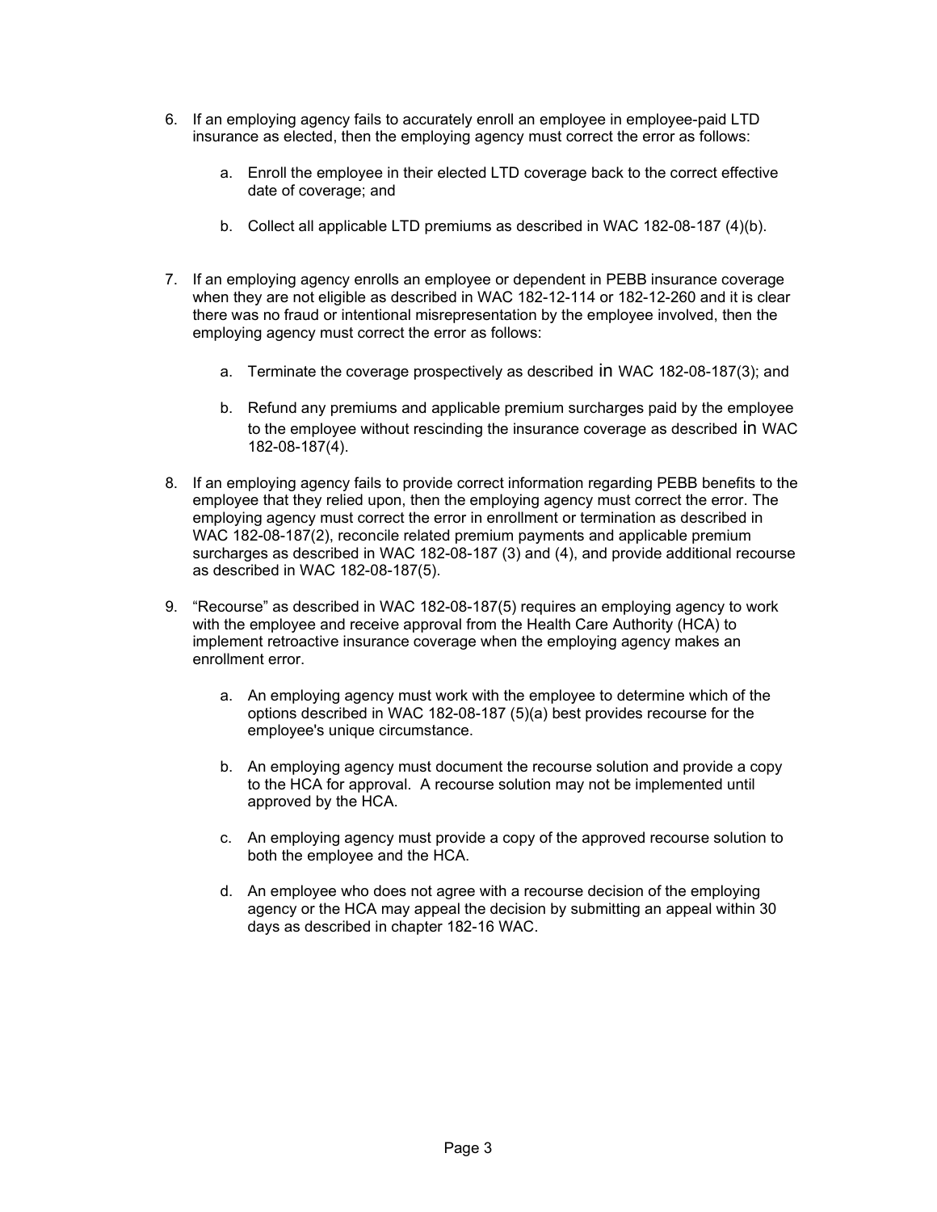6. If an employing agency fails to accurately enroll an employee in employee-paid LTD insurance as elected, then the employing agency must correct the error as follows:

   a. Enroll the employee in their elected LTD coverage back to the correct effective date of coverage; and

   b. Collect all applicable LTD premiums as described in WAC 182-08-187 (4)(b).

7. If an employing agency enrolls an employee or dependent in PEBB insurance coverage when they are not eligible as described in WAC 182-12-114 or 182-12-260 and it is clear there was no fraud or intentional misrepresentation by the employee involved, then the employing agency must correct the error as follows:

   a. Terminate the coverage prospectively as described in WAC 182-08-187(3); and

   b. Refund any premiums and applicable premium surcharges paid by the employee to the employee without rescinding the insurance coverage as described in WAC 182-08-187(4).

8. If an employing agency fails to provide correct information regarding PEBB benefits to the employee that they relied upon, then the employing agency must correct the error. The employing agency must correct the error in enrollment or termination as described in WAC 182-08-187(2), reconcile related premium payments and applicable premium surcharges as described in WAC 182-08-187 (3) and (4), and provide additional recourse as described in WAC 182-08-187(5).

9. "Recourse" as described in WAC 182-08-187(5) requires an employing agency to work with the employee and receive approval from the Health Care Authority (HCA) to implement retroactive insurance coverage when the employing agency makes an enrollment error.

   a. An employing agency must work with the employee to determine which of the options described in WAC 182-08-187 (5)(a) best provides recourse for the employee's unique circumstance.

   b. An employing agency must document the recourse solution and provide a copy to the HCA for approval. A recourse solution may not be implemented until approved by the HCA.

   c. An employing agency must provide a copy of the approved recourse solution to both the employee and the HCA.

   d. An employee who does not agree with a recourse decision of the employing agency or the HCA may appeal the decision by submitting an appeal within 30 days as described in chapter 182-16 WAC.